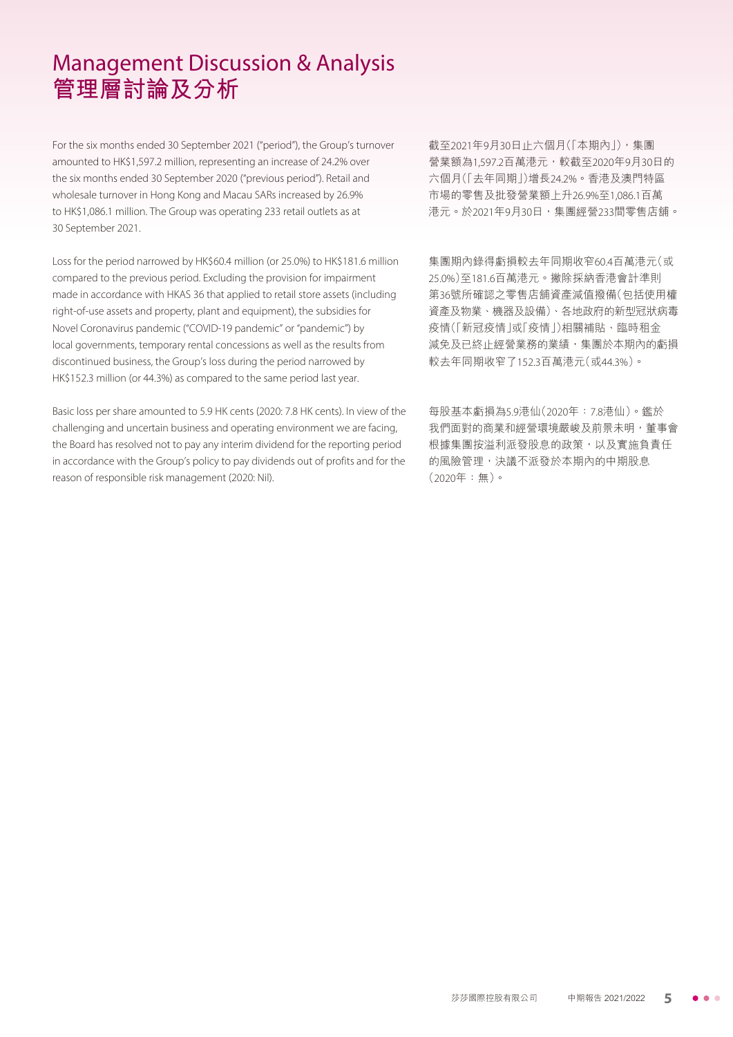# Management Discussion & Analysis
# 管理層討論及分析

For the six months ended 30 September 2021 ("period"), the Group's turnover amounted to HK$1,597.2 million, representing an increase of 24.2% over the six months ended 30 September 2020 ("previous period"). Retail and wholesale turnover in Hong Kong and Macau SARs increased by 26.9% to HK$1,086.1 million. The Group was operating 233 retail outlets as at 30 September 2021.

Loss for the period narrowed by HK$60.4 million (or 25.0%) to HK$181.6 million compared to the previous period. Excluding the provision for impairment made in accordance with HKAS 36 that applied to retail store assets (including right-of-use assets and property, plant and equipment), the subsidies for Novel Coronavirus pandemic ("COVID-19 pandemic" or "pandemic") by local governments, temporary rental concessions as well as the results from discontinued business, the Group's loss during the period narrowed by HK$152.3 million (or 44.3%) as compared to the same period last year.

Basic loss per share amounted to 5.9 HK cents (2020: 7.8 HK cents). In view of the challenging and uncertain business and operating environment we are facing, the Board has resolved not to pay any interim dividend for the reporting period in accordance with the Group's policy to pay dividends out of profits and for the reason of responsible risk management (2020: Nil).

截至2021年9月30日止六個月(「本期內」),集團營業額為1,597.2百萬港元,較截至2020年9月30日的六個月(「去年同期」)增長24.2%。香港及澳門特區市場的零售及批發營業額上升26.9%至1,086.1百萬港元。於2021年9月30日,集團經營233間零售店舖。

集團期內錄得虧損較去年同期收窄60.4百萬港元(或25.0%)至181.6百萬港元。撇除採納香港會計準則第36號所確認之零售店舖資產減值撥備(包括使用權資產及物業、機器及設備)、各地政府的新型冠狀病毒疫情(「新冠疫情」或「疫情」)相關補貼、臨時租金減免及已終止經營業務的業績,集團於本期內的虧損較去年同期收窄了152.3百萬港元(或44.3%)。

每股基本虧損為5.9港仙(2020年:7.8港仙)。鑑於我們面對的商業和經營環境嚴峻及前景未明,董事會根據集團按溢利派發股息的政策,以及實施負責任的風險管理,決議不派發於本期內的中期股息(2020年:無)。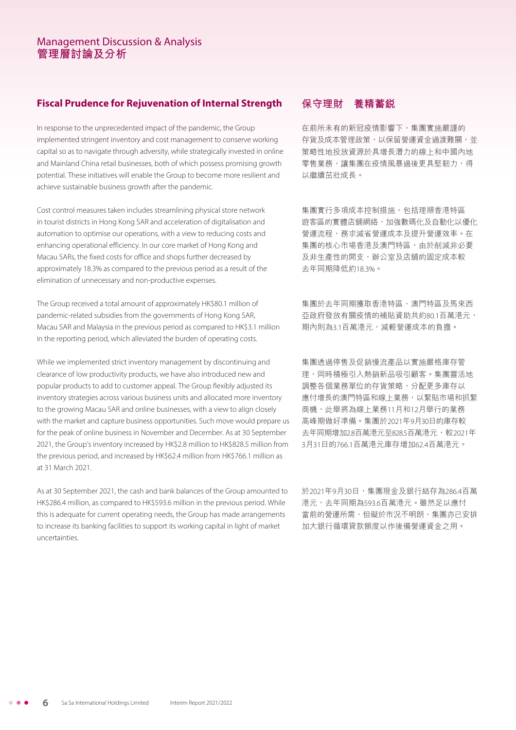## Fiscal Prudence for Rejuvenation of Internal Strength

In response to the unprecedented impact of the pandemic, the Group implemented stringent inventory and cost management to conserve working capital so as to navigate through adversity, while strategically invested in online and Mainland China retail businesses, both of which possess promising growth potential. These initiatives will enable the Group to become more resilient and achieve sustainable business growth after the pandemic.

Cost control measures taken includes streamlining physical store network in tourist districts in Hong Kong SAR and acceleration of digitalisation and automation to optimise our operations, with a view to reducing costs and enhancing operational efficiency. In our core market of Hong Kong and Macau SARs, the fixed costs for office and shops further decreased by approximately 18.3% as compared to the previous period as a result of the elimination of unnecessary and non-productive expenses.

The Group received a total amount of approximately HK$80.1 million of pandemic-related subsidies from the governments of Hong Kong SAR, Macau SAR and Malaysia in the previous period as compared to HK$3.1 million in the reporting period, which alleviated the burden of operating costs.

While we implemented strict inventory management by discontinuing and clearance of low productivity products, we have also introduced new and popular products to add to customer appeal. The Group flexibly adjusted its inventory strategies across various business units and allocated more inventory to the growing Macau SAR and online businesses, with a view to align closely with the market and capture business opportunities. Such move would prepare us for the peak of online business in November and December. As at 30 September 2021, the Group's inventory increased by HK$2.8 million to HK$828.5 million from the previous period, and increased by HK$62.4 million from HK$766.1 million as at 31 March 2021.

As at 30 September 2021, the cash and bank balances of the Group amounted to HK$286.4 million, as compared to HK$593.6 million in the previous period. While this is adequate for current operating needs, the Group has made arrangements to increase its banking facilities to support its working capital in light of market uncertainties.

## 保守理財　養精蓄銳

在前所未有的新冠疫情影響下，集團實施嚴謹的存貨及成本管理政策，以保留營運資金過渡難關，並策略性地投放資源於具增長潛力的線上和中國內地零售業務，讓集團在疫情風暴過後更具堅韌力，得以繼續茁壯成長。

集團實行多項成本控制措施，包括理順香港特區遊客區的實體店舖網絡，加強數碼化及自動化以優化營運流程，務求減省營運成本及提升營運效率。在集團的核心市場香港及澳門特區，由於削減非必要及非生產性的開支，辦公室及店舖的固定成本較去年同期降低約18.3%。

集團於去年同期獲取香港特區、澳門特區及馬來西亞政府發放有關疫情的補貼資助共約80.1百萬港元，期內則為3.1百萬港元，減輕營運成本的負擔。

集團透過停售及促銷慢流產品以實施嚴格庫存管理，同時積極引入熱銷新品吸引顧客。集團靈活地調整各個業務單位的存貨策略，分配更多庫存以應付增長的澳門特區和線上業務，以緊貼市場和抓緊商機，此舉將為線上業務11月和12月舉行的業務高峰期做好準備。集團於2021年9月30日的庫存較去年同期增加2.8百萬港元至828.5百萬港元，較2021年3月31日的766.1百萬港元庫存增加62.4百萬港元。

於2021年9月30日，集團現金及銀行結存為286.4百萬港元，去年同期為593.6百萬港元。雖然足以應付當前的營運所需，但礙於市況不明朗，集團亦已安排加大銀行循環貸款額度以作後備營運資金之用。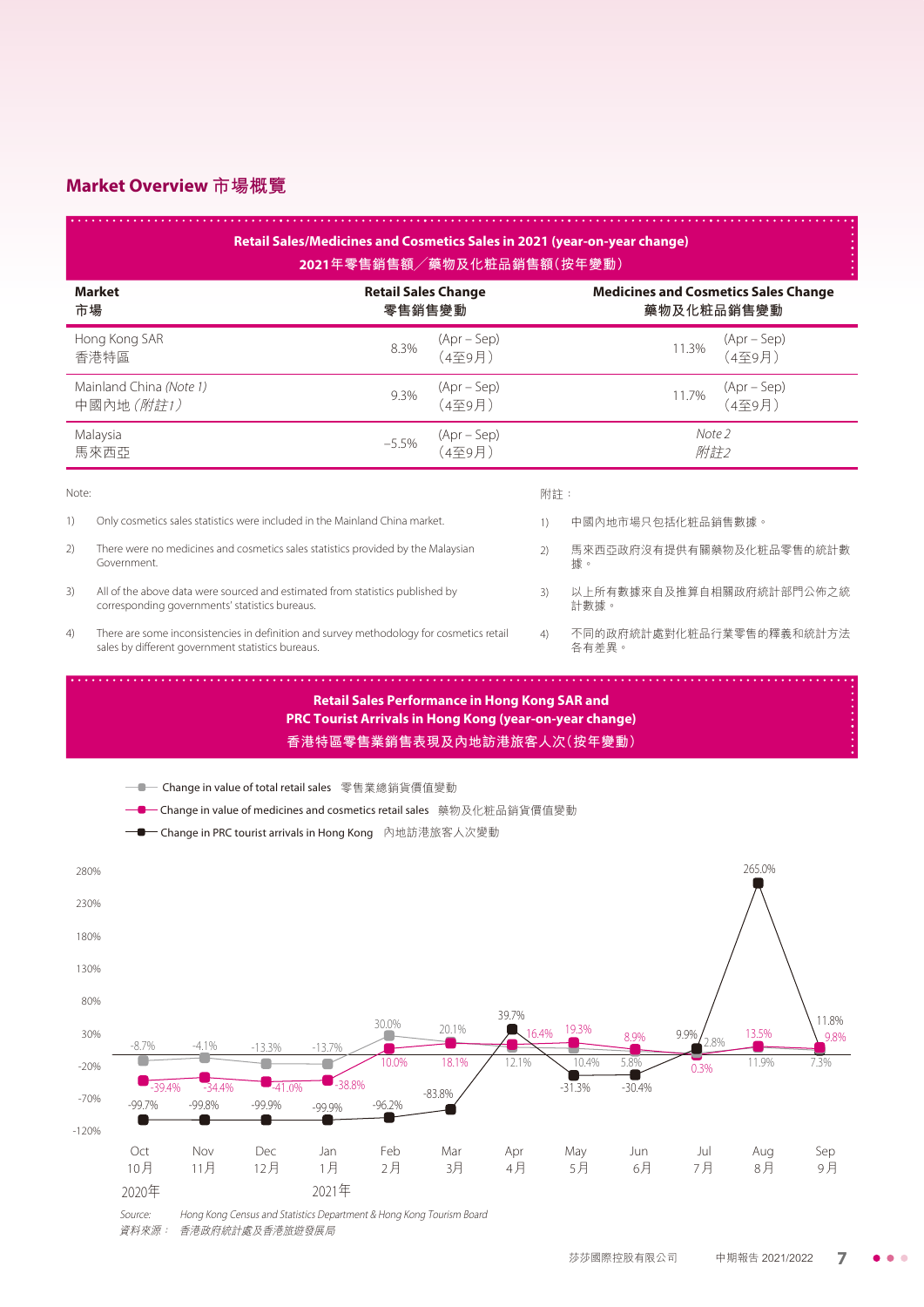## Market Overview 市場概覽

**Retail Sales/Medicines and Cosmetics Sales in 2021 (year-on-year change)**
**2021年零售銷售額／藥物及化粧品銷售額（按年變動）**

| Market<br>市場 | Retail Sales Change<br>零售銷售變動 | | Medicines and Cosmetics Sales Change<br>藥物及化粧品銷售變動 | |
|---|---|---|---|---|
| Hong Kong SAR<br>香港特區 | 8.3% | (Apr – Sep)<br>（4至9月） | 11.3% | (Apr – Sep)<br>（4至9月） |
| Mainland China *(Note 1)*<br>中國內地 *（附註1）* | 9.3% | (Apr – Sep)<br>（4至9月） | 11.7% | (Apr – Sep)<br>（4至9月） |
| Malaysia<br>馬來西亞 | –5.5% | (Apr – Sep)<br>（4至9月） | *Note 2*<br>*附註2* | |

Note:

1) Only cosmetics sales statistics were included in the Mainland China market.
2) There were no medicines and cosmetics sales statistics provided by the Malaysian Government.
3) All of the above data were sourced and estimated from statistics published by corresponding governments' statistics bureaus.
4) There are some inconsistencies in definition and survey methodology for cosmetics retail sales by different government statistics bureaus.

附註：

1) 中國內地市場只包括化粧品銷售數據。
2) 馬來西亞政府沒有提供有關藥物及化粧品零售的統計數據。
3) 以上所有數據來自及推算自相關政府統計部門公佈之統計數據。
4) 不同的政府統計處對化粧品行業零售的釋義和統計方法各有差異。

**Retail Sales Performance in Hong Kong SAR and PRC Tourist Arrivals in Hong Kong (year-on-year change)**
**香港特區零售業銷售表現及內地訪港旅客人次（按年變動）**

| Month 月份 | Change in value of total retail sales 零售業總銷貨價值變動 | Change in value of medicines and cosmetics retail sales 藥物及化粧品銷貨價值變動 | Change in PRC tourist arrivals in Hong Kong 內地訪港旅客人次變動 |
|---|---|---|---|
| 2020年 Oct 10月 | -8.7% | -39.4% | -99.7% |
| Nov 11月 | -4.1% | -34.4% | -99.8% |
| Dec 12月 | -13.3% | -41.0% | -99.9% |
| 2021年 Jan 1月 | -13.7% | -38.8% | -99.9% |
| Feb 2月 | 30.0% | 10.0% | -96.2% |
| Mar 3月 | 20.1% | 18.1% | -83.8% |
| Apr 4月 | 12.1% | 16.4% | 39.7% |
| May 5月 | 10.4% | 19.3% | -31.3% |
| Jun 6月 | 5.8% | 8.9% | -30.4% |
| Jul 7月 | 2.8% | 0.3% | 9.9% |
| Aug 8月 | 11.9% | 13.5% | 265.0% |
| Sep 9月 | 7.3% | 9.8% | 11.8% |

*Source: Hong Kong Census and Statistics Department & Hong Kong Tourism Board*
*資料來源：香港政府統計處及香港旅遊發展局*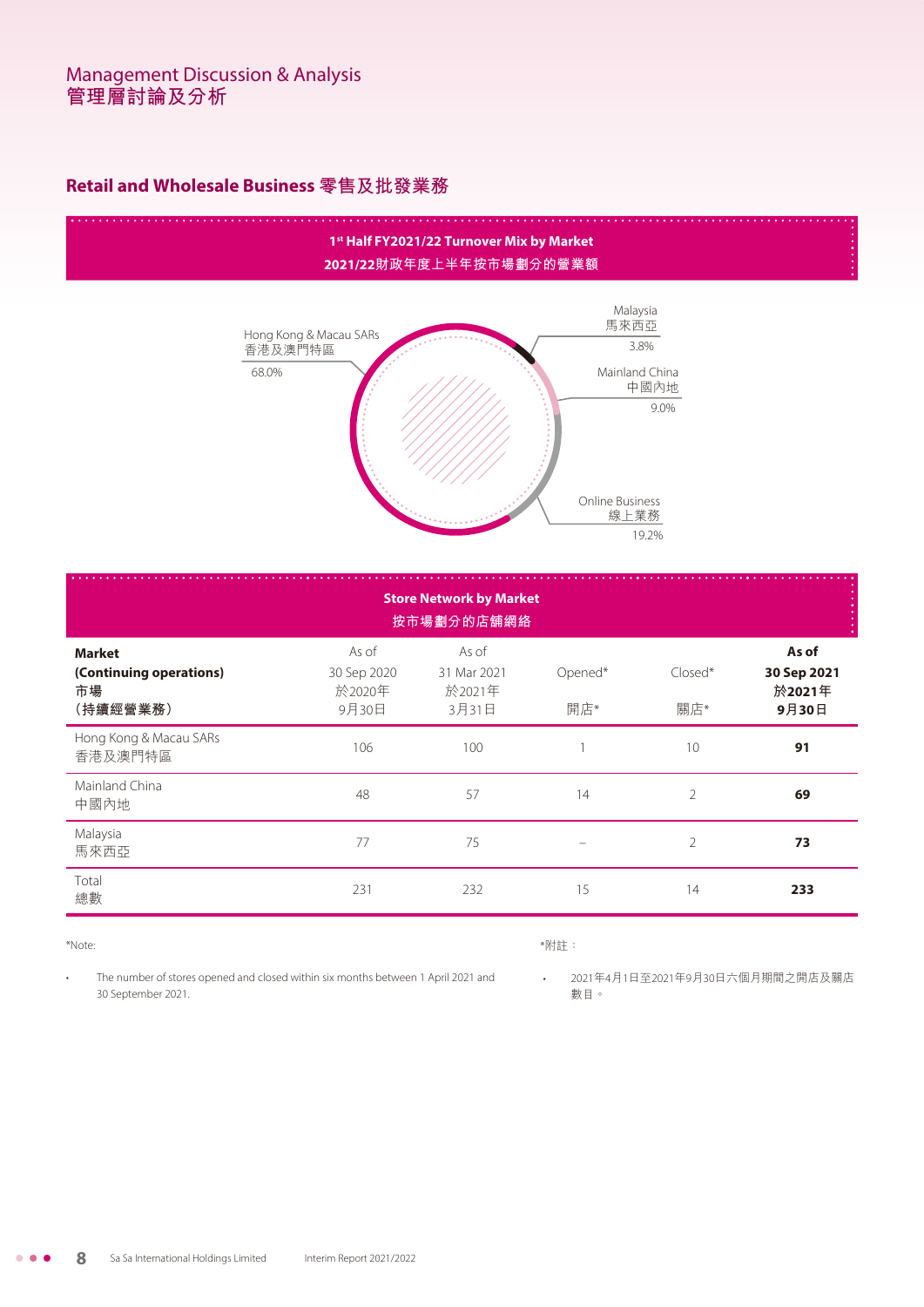## Retail and Wholesale Business 零售及批發業務

**1st Half FY2021/22 Turnover Mix by Market**
**2021/22財政年度上半年按市場劃分的營業額**

| Market | % |
|---|---|
| Hong Kong & Macau SARs 香港及澳門特區 | 68.0% |
| Malaysia 馬來西亞 | 3.8% |
| Mainland China 中國內地 | 9.0% |
| Online Business 線上業務 | 19.2% |

**Store Network by Market**
**按市場劃分的店舖網絡**

| **Market (Continuing operations) 市場 (持續經營業務)** | As of 30 Sep 2020 於2020年 9月30日 | As of 31 Mar 2021 於2021年 3月31日 | Opened* 開店* | Closed* 關店* | **As of 30 Sep 2021 於2021年 9月30日** |
|---|---|---|---|---|---|
| Hong Kong & Macau SARs 香港及澳門特區 | 106 | 100 | 1 | 10 | **91** |
| Mainland China 中國內地 | 48 | 57 | 14 | 2 | **69** |
| Malaysia 馬來西亞 | 77 | 75 | – | 2 | **73** |
| Total 總數 | 231 | 232 | 15 | 14 | **233** |

*Note:

- The number of stores opened and closed within six months between 1 April 2021 and 30 September 2021.

*附註：

- 2021年4月1日至2021年9月30日六個月期間之開店及關店數目。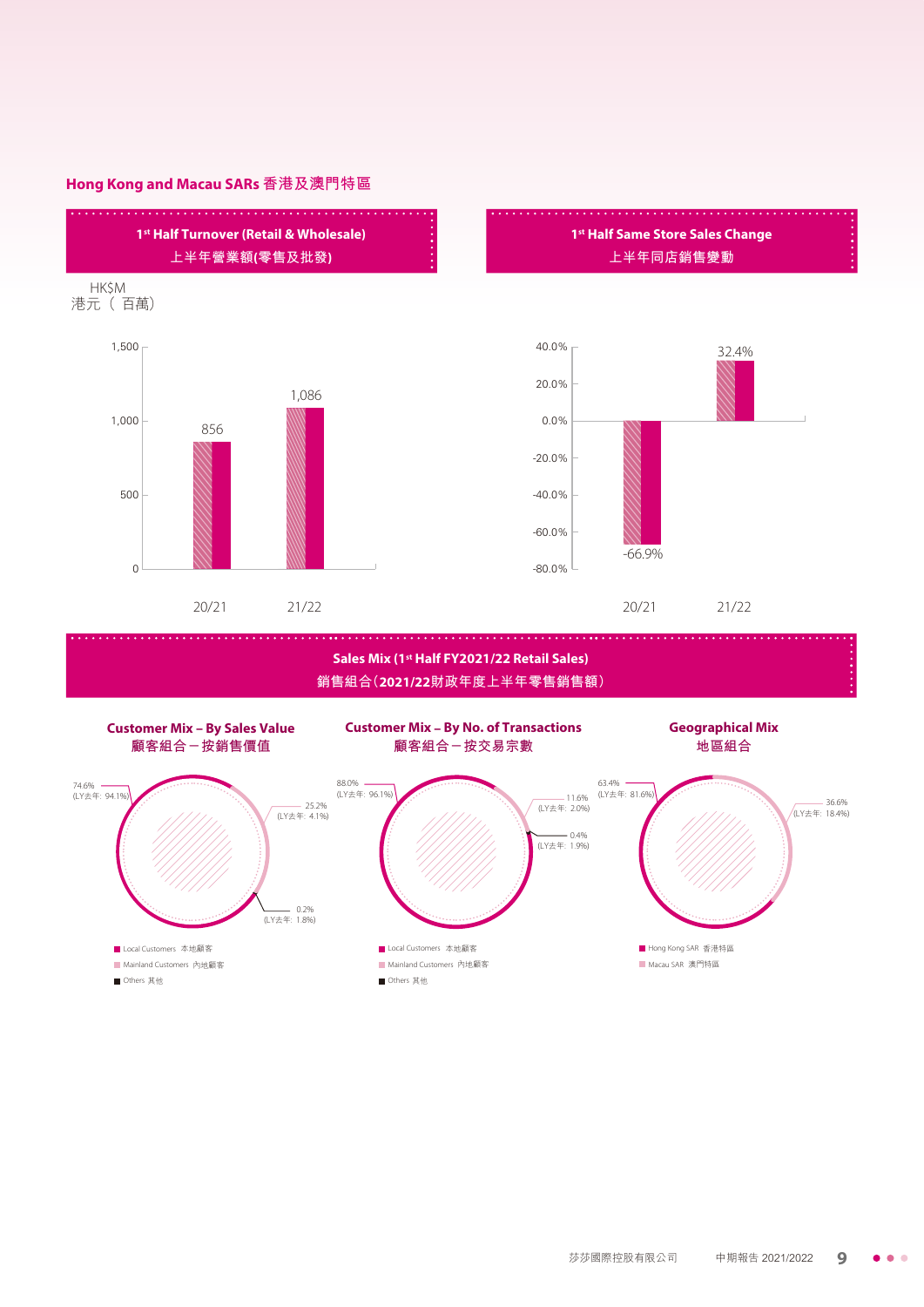## Hong Kong and Macau SARs 香港及澳門特區

### 1st Half Turnover (Retail & Wholesale) 上半年營業額(零售及批發)

HK$M
港元（百萬）

| | 20/21 | 21/22 |
|---|---|---|
| Turnover | 856 | 1,086 |

### 1st Half Same Store Sales Change 上半年同店銷售變動

| | 20/21 | 21/22 |
|---|---|---|
| Same Store Sales Change | -66.9% | 32.4% |

### Sales Mix (1st Half FY2021/22 Retail Sales) 銷售組合(2021/22財政年度上半年零售銷售額)

**Customer Mix – By Sales Value 顧客組合－按銷售價值**

| | % | (LY去年) |
|---|---|---|
| Local Customers 本地顧客 | 74.6% | 94.1% |
| Mainland Customers 內地顧客 | 25.2% | 4.1% |
| Others 其他 | 0.2% | 1.8% |

**Customer Mix – By No. of Transactions 顧客組合－按交易宗數**

| | % | (LY去年) |
|---|---|---|
| Local Customers 本地顧客 | 88.0% | 96.1% |
| Mainland Customers 內地顧客 | 11.6% | 2.0% |
| Others 其他 | 0.4% | 1.9% |

**Geographical Mix 地區組合**

| | % | (LY去年) |
|---|---|---|
| Hong Kong SAR 香港特區 | 63.4% | 81.6% |
| Macau SAR 澳門特區 | 36.6% | 18.4% |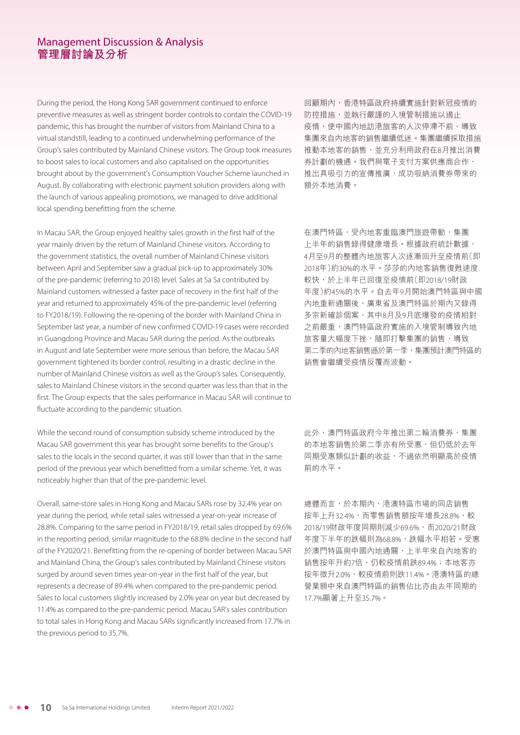# Management Discussion & Analysis
# 管理層討論及分析

During the period, the Hong Kong SAR government continued to enforce preventive measures as well as stringent border controls to contain the COVID-19 pandemic, this has brought the number of visitors from Mainland China to a virtual standstill, leading to a continued underwhelming performance of the Group's sales contributed by Mainland Chinese visitors. The Group took measures to boost sales to local customers and also capitalised on the opportunities brought about by the government's Consumption Voucher Scheme launched in August. By collaborating with electronic payment solution providers along with the launch of various appealing promotions, we managed to drive additional local spending benefitting from the scheme.

In Macau SAR, the Group enjoyed healthy sales growth in the first half of the year mainly driven by the return of Mainland Chinese visitors. According to the government statistics, the overall number of Mainland Chinese visitors between April and September saw a gradual pick-up to approximately 30% of the pre-pandemic (referring to 2018) level. Sales at Sa Sa contributed by Mainland customers witnessed a faster pace of recovery in the first half of the year and returned to approximately 45% of the pre-pandemic level (referring to FY2018/19). Following the re-opening of the border with Mainland China in September last year, a number of new confirmed COVID-19 cases were recorded in Guangdong Province and Macau SAR during the period. As the outbreaks in August and late September were more serious than before, the Macau SAR government tightened its border control, resulting in a drastic decline in the number of Mainland Chinese visitors as well as the Group's sales. Consequently, sales to Mainland Chinese visitors in the second quarter was less than that in the first. The Group expects that the sales performance in Macau SAR will continue to fluctuate according to the pandemic situation.

While the second round of consumption subsidy scheme introduced by the Macau SAR government this year has brought some benefits to the Group's sales to the locals in the second quarter, it was still lower than that in the same period of the previous year which benefitted from a similar scheme. Yet, it was noticeably higher than that of the pre-pandemic level.

Overall, same-store sales in Hong Kong and Macau SARs rose by 32.4% year on year during the period, while retail sales witnessed a year-on-year increase of 28.8%. Comparing to the same period in FY2018/19, retail sales dropped by 69.6% in the reporting period, similar magnitude to the 68.8% decline in the second half of the FY2020/21. Benefitting from the re-opening of border between Macau SAR and Mainland China, the Group's sales contributed by Mainland Chinese visitors surged by around seven times year-on-year in the first half of the year, but represents a decrease of 89.4% when compared to the pre-pandemic period. Sales to local customers slightly increased by 2.0% year on year but decreased by 11.4% as compared to the pre-pandemic period. Macau SAR's sales contribution to total sales in Hong Kong and Macau SARs significantly increased from 17.7% in the previous period to 35.7%.

回顧期內，香港特區政府持續實施針對新冠疫情的防控措施，並執行嚴謹的入境管制措施以遏止疫情，使中國內地訪港旅客的人次停滯不前，導致集團來自內地客的銷售繼續低迷。集團繼續採取措施推動本地客的銷售，並充分利用政府在8月推出消費券計劃的機遇。我們與電子支付方案供應商合作，推出具吸引力的宣傳推廣，成功吸納消費券帶來的額外本地消費。

在澳門特區，受內地客重臨澳門旅遊帶動，集團上半年的銷售錄得健康增長。根據政府統計數據，4月至9月的整體內地旅客人次逐漸回升至疫情前（即2018年）約30%的水平。莎莎的內地客銷售復甦速度較快，於上半年已回復至疫情前（即2018/19財政年度）約45%的水平。自去年9月開始澳門特區與中國內地重新通關後，廣東省及澳門特區於期內又錄得多宗新確診個案，其中8月及9月底爆發的疫情相對之前嚴重，澳門特區政府實施的入境管制導致內地旅客量大幅度下挫，隨即打擊集團的銷售，導致第二季的內地客銷售遜於第一季，集團預計澳門特區的銷售會繼續受疫情反覆而波動。

此外，澳門特區政府今年推出第二輪消費券，集團的本地客銷售於第二季亦有所受惠，但仍低於去年同期受惠類似計劃的收益，不過依然明顯高於疫情前的水平。

總體而言，於本期內，港澳特區市場的同店銷售按年上升32.4%，而零售銷售額按年增長28.8%，較2018/19財政年度同期則減少69.6%，而2020/21財政年度下半年的跌幅則為68.8%，跌幅水平相若。受惠於澳門特區與中國內地通關，上半年來自內地客的銷售按年升約7倍，仍較疫情前跌89.4%；本地客亦按年微升2.0%，較疫情前則跌11.4%。港澳特區的總營業額中來自澳門特區的銷售佔比亦由去年同期的17.7%顯著上升至35.7%。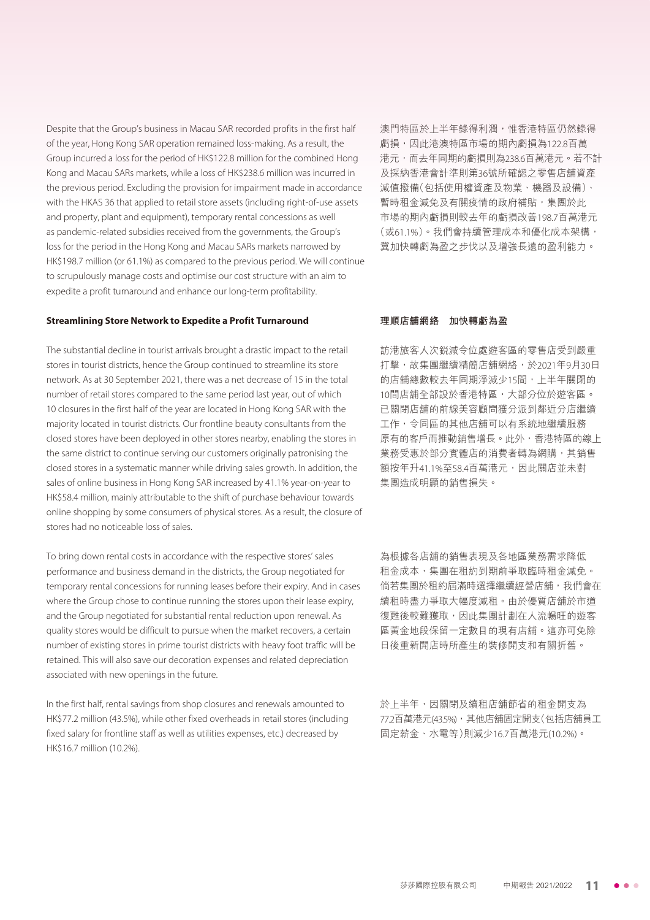Despite that the Group's business in Macau SAR recorded profits in the first half of the year, Hong Kong SAR operation remained loss-making. As a result, the Group incurred a loss for the period of HK$122.8 million for the combined Hong Kong and Macau SARs markets, while a loss of HK$238.6 million was incurred in the previous period. Excluding the provision for impairment made in accordance with the HKAS 36 that applied to retail store assets (including right-of-use assets and property, plant and equipment), temporary rental concessions as well as pandemic-related subsidies received from the governments, the Group's loss for the period in the Hong Kong and Macau SARs markets narrowed by HK$198.7 million (or 61.1%) as compared to the previous period. We will continue to scrupulously manage costs and optimise our cost structure with an aim to expedite a profit turnaround and enhance our long-term profitability.

澳門特區於上半年錄得利潤，惟香港特區仍然錄得虧損，因此港澳特區市場的期內虧損為122.8百萬港元，而去年同期的虧損則為238.6百萬港元。若不計及採納香港會計準則第36號所確認之零售店舖資產減值撥備(包括使用權資產及物業、機器及設備)、暫時租金減免及有關疫情的政府補貼，集團於此市場的期內虧損則較去年的虧損改善198.7百萬港元(或61.1%)。我們會持續管理成本和優化成本架構，冀加快轉虧為盈之步伐以及增強長遠的盈利能力。

**Streamlining Store Network to Expedite a Profit Turnaround**

**理順店舖網絡　加快轉虧為盈**

The substantial decline in tourist arrivals brought a drastic impact to the retail stores in tourist districts, hence the Group continued to streamline its store network. As at 30 September 2021, there was a net decrease of 15 in the total number of retail stores compared to the same period last year, out of which 10 closures in the first half of the year are located in Hong Kong SAR with the majority located in tourist districts. Our frontline beauty consultants from the closed stores have been deployed in other stores nearby, enabling the stores in the same district to continue serving our customers originally patronising the closed stores in a systematic manner while driving sales growth. In addition, the sales of online business in Hong Kong SAR increased by 41.1% year-on-year to HK$58.4 million, mainly attributable to the shift of purchase behaviour towards online shopping by some consumers of physical stores. As a result, the closure of stores had no noticeable loss of sales.

訪港旅客人次銳減令位處遊客區的零售店受到嚴重打擊，故集團繼續精簡店舖網絡，於2021年9月30日的店舖總數較去年同期淨減少15間，上半年關閉的10間店舖全部設於香港特區，大部分位於遊客區。已關閉店舖的前線美容顧問獲分派到鄰近分店繼續工作，令同區的其他店舖可以有系統地繼續服務原有的客戶而推動銷售增長。此外，香港特區的線上業務受惠於部分實體店的消費者轉為網購，其銷售額按年升41.1%至58.4百萬港元，因此關店並未對集團造成明顯的銷售損失。

To bring down rental costs in accordance with the respective stores' sales performance and business demand in the districts, the Group negotiated for temporary rental concessions for running leases before their expiry. And in cases where the Group chose to continue running the stores upon their lease expiry, and the Group negotiated for substantial rental reduction upon renewal. As quality stores would be difficult to pursue when the market recovers, a certain number of existing stores in prime tourist districts with heavy foot traffic will be retained. This will also save our decoration expenses and related depreciation associated with new openings in the future.

為根據各店舖的銷售表現及各地區業務需求降低租金成本，集團在租約到期前爭取臨時租金減免。倘若集團於租約屆滿時選擇繼續經營店舖，我們會在續租時盡力爭取大幅度減租。由於優質店舖於市道復甦後較難獲取，因此集團計劃在人流暢旺的遊客區黃金地段保留一定數目的現有店舖。這亦可免除日後重新開店時所產生的裝修開支和有關折舊。

In the first half, rental savings from shop closures and renewals amounted to HK$77.2 million (43.5%), while other fixed overheads in retail stores (including fixed salary for frontline staff as well as utilities expenses, etc.) decreased by HK$16.7 million (10.2%).

於上半年，因關閉及續租店舖節省的租金開支為77.2百萬港元(43.5%)，其他店舖固定開支(包括店舖員工固定薪金、水電等)則減少16.7百萬港元(10.2%)。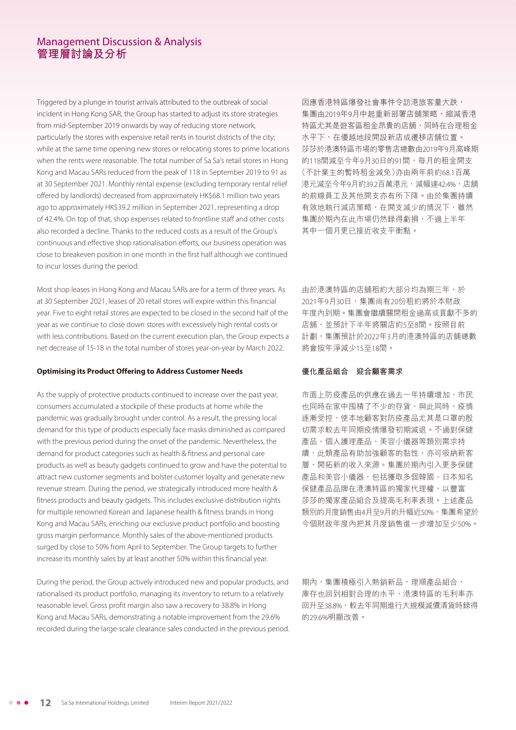Triggered by a plunge in tourist arrivals attributed to the outbreak of social incident in Hong Kong SAR, the Group has started to adjust its store strategies from mid-September 2019 onwards by way of reducing store network, particularly the stores with expensive retail rents in tourist districts of the city; while at the same time opening new stores or relocating stores to prime locations when the rents were reasonable. The total number of Sa Sa's retail stores in Hong Kong and Macau SARs reduced from the peak of 118 in September 2019 to 91 as at 30 September 2021. Monthly rental expense (excluding temporary rental relief offered by landlords) decreased from approximately HK$68.1 million two years ago to approximately HK$39.2 million in September 2021, representing a drop of 42.4%. On top of that, shop expenses related to frontline staff and other costs also recorded a decline. Thanks to the reduced costs as a result of the Group's continuous and effective shop rationalisation efforts, our business operation was close to breakeven position in one month in the first half although we continued to incur losses during the period.

因應香港特區爆發社會事件令訪港旅客量大跌，集團由2019年9月中起重新部署店舖策略，縮減香港特區尤其是遊客區租金昂貴的店舖，同時在合理租金水平下，在優越地段開設新店或遷移店舖位置。莎莎於港澳特區市場的零售店總數由2019年9月高峰期的118間減至今年9月30日的91間，每月的租金開支（不計業主的暫時租金減免）亦由兩年前約68.1百萬港元減至今年9月約39.2百萬港元，減幅達42.4%，店舖的前線員工及其他開支亦有所下降。由於集團持續有效地執行減店策略，在開支減少的情況下，雖然集團於期內在此市場仍然錄得虧損，不過上半年其中一個月更已接近收支平衡點。

Most shop leases in Hong Kong and Macau SARs are for a term of three years. As at 30 September 2021, leases of 20 retail stores will expire within this financial year. Five to eight retail stores are expected to be closed in the second half of the year as we continue to close down stores with excessively high rental costs or with less contributions. Based on the current execution plan, the Group expects a net decrease of 15-18 in the total number of stores year-on-year by March 2022.

由於港澳特區的店舖租約大部分均為期三年，於2021年9月30日，集團尚有20份租約將於本財政年度內到期。集團會繼續關閉租金過高或貢獻不多的店舖，並預計下半年將關店約5至8間。按照目前計劃，集團預計於2022年3月的港澳特區的店舖總數將會按年淨減少15至18間。

**Optimising its Product Offering to Address Customer Needs**

**優化產品組合　迎合顧客需求**

As the supply of protective products continued to increase over the past year, consumers accumulated a stockpile of these products at home while the pandemic was gradually brought under control. As a result, the pressing local demand for this type of products especially face masks diminished as compared with the previous period during the onset of the pandemic. Nevertheless, the demand for product categories such as health & fitness and personal care products as well as beauty gadgets continued to grow and have the potential to attract new customer segments and bolster customer loyalty and generate new revenue stream. During the period, we strategically introduced more health & fitness products and beauty gadgets. This includes exclusive distribution rights for multiple renowned Korean and Japanese health & fitness brands in Hong Kong and Macau SARs, enriching our exclusive product portfolio and boosting gross margin performance. Monthly sales of the above-mentioned products surged by close to 50% from April to September. The Group targets to further increase its monthly sales by at least another 50% within this financial year.

市面上防疫產品的供應在過去一年持續增加，市民也同時在家中囤積了不少的存貨，與此同時，疫情逐漸受控，使本地顧客對防疫產品尤其是口罩的殷切需求較去年同期疫情爆發初期減退。不過對保健產品、個人護理產品、美容小儀器等類別需求持續，此類產品有助加強顧客的黏性，亦可吸納新客層，開拓新的收入來源。集團於期內引入更多保健產品和美容小儀器，包括獲取多個韓國、日本知名保健產品品牌在港澳特區的獨家代理權，以豐富莎莎的獨家產品組合及提高毛利率表現。上述產品類別的月度銷售由4月至9月的升幅近50%，集團希望於今個財政年度內把其月度銷售進一步增加至少50%。

During the period, the Group actively introduced new and popular products, and rationalised its product portfolio, managing its inventory to return to a relatively reasonable level. Gross profit margin also saw a recovery to 38.8% in Hong Kong and Macau SARs, demonstrating a notable improvement from the 29.6% recorded during the large-scale clearance sales conducted in the previous period.

期內，集團積極引入熱銷新品，理順產品組合，庫存也回到相對合理的水平，港澳特區的毛利率亦回升至38.8%，較去年同期進行大規模減價清貨時錄得的29.6%明顯改善。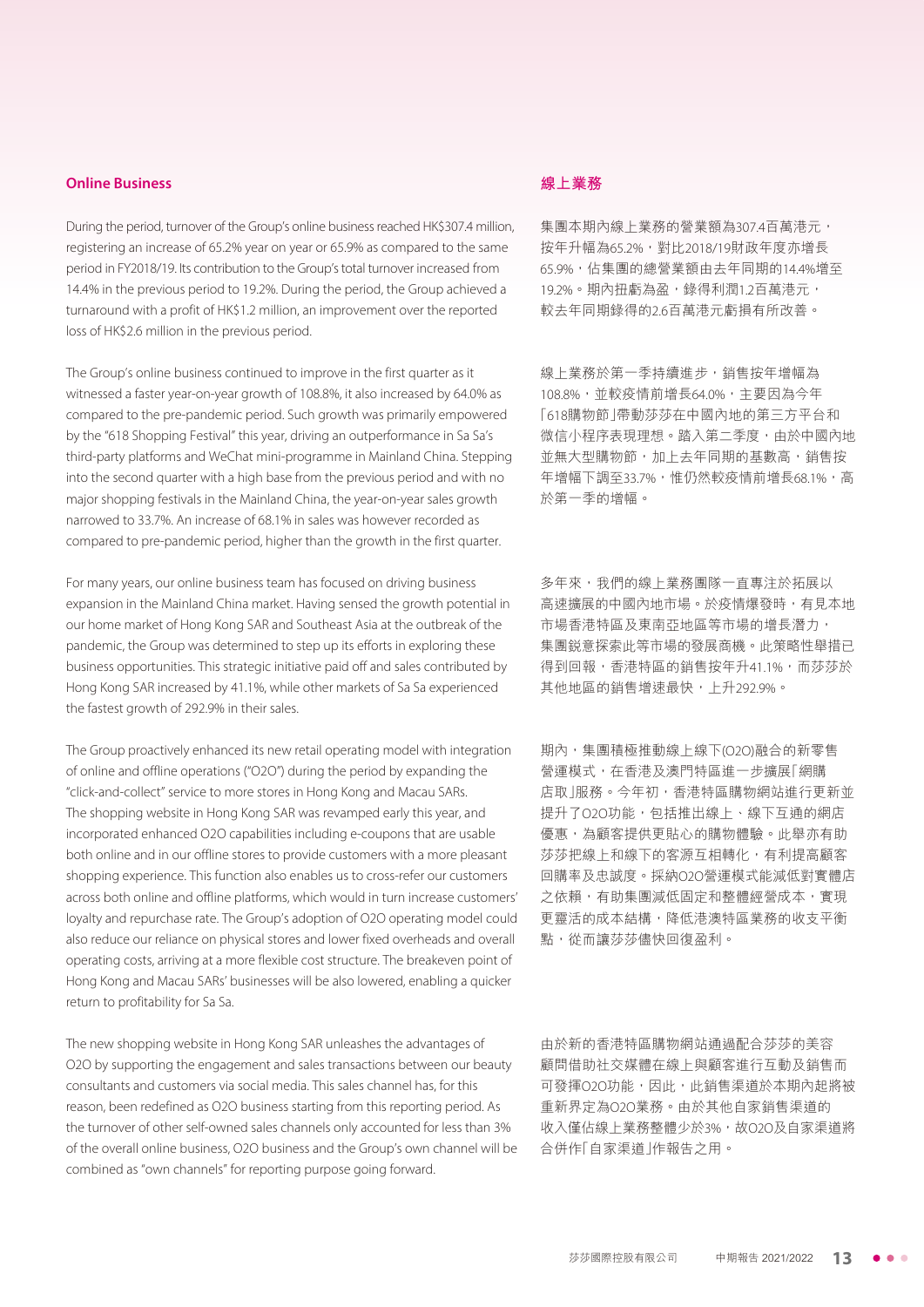## Online Business

During the period, turnover of the Group's online business reached HK$307.4 million, registering an increase of 65.2% year on year or 65.9% as compared to the same period in FY2018/19. Its contribution to the Group's total turnover increased from 14.4% in the previous period to 19.2%. During the period, the Group achieved a turnaround with a profit of HK$1.2 million, an improvement over the reported loss of HK$2.6 million in the previous period.

The Group's online business continued to improve in the first quarter as it witnessed a faster year-on-year growth of 108.8%, it also increased by 64.0% as compared to the pre-pandemic period. Such growth was primarily empowered by the "618 Shopping Festival" this year, driving an outperformance in Sa Sa's third-party platforms and WeChat mini-programme in Mainland China. Stepping into the second quarter with a high base from the previous period and with no major shopping festivals in the Mainland China, the year-on-year sales growth narrowed to 33.7%. An increase of 68.1% in sales was however recorded as compared to pre-pandemic period, higher than the growth in the first quarter.

For many years, our online business team has focused on driving business expansion in the Mainland China market. Having sensed the growth potential in our home market of Hong Kong SAR and Southeast Asia at the outbreak of the pandemic, the Group was determined to step up its efforts in exploring these business opportunities. This strategic initiative paid off and sales contributed by Hong Kong SAR increased by 41.1%, while other markets of Sa Sa experienced the fastest growth of 292.9% in their sales.

The Group proactively enhanced its new retail operating model with integration of online and offline operations ("O2O") during the period by expanding the "click-and-collect" service to more stores in Hong Kong and Macau SARs. The shopping website in Hong Kong SAR was revamped early this year, and incorporated enhanced O2O capabilities including e-coupons that are usable both online and in our offline stores to provide customers with a more pleasant shopping experience. This function also enables us to cross-refer our customers across both online and offline platforms, which would in turn increase customers' loyalty and repurchase rate. The Group's adoption of O2O operating model could also reduce our reliance on physical stores and lower fixed overheads and overall operating costs, arriving at a more flexible cost structure. The breakeven point of Hong Kong and Macau SARs' businesses will be also lowered, enabling a quicker return to profitability for Sa Sa.

The new shopping website in Hong Kong SAR unleashes the advantages of O2O by supporting the engagement and sales transactions between our beauty consultants and customers via social media. This sales channel has, for this reason, been redefined as O2O business starting from this reporting period. As the turnover of other self-owned sales channels only accounted for less than 3% of the overall online business, O2O business and the Group's own channel will be combined as "own channels" for reporting purpose going forward.

## 線上業務

集團本期內線上業務的營業額為307.4百萬港元，按年升幅為65.2%，對比2018/19財政年度亦增長65.9%，佔集團的總營業額由去年同期的14.4%增至19.2%。期內扭虧為盈，錄得利潤1.2百萬港元，較去年同期錄得的2.6百萬港元虧損有所改善。

線上業務於第一季持續進步，銷售按年增幅為108.8%，並較疫情前增長64.0%，主要因為今年「618購物節」帶動莎莎在中國內地的第三方平台和微信小程序表現理想。踏入第二季度，由於中國內地並無大型購物節，加上去年同期的基數高，銷售按年增幅下調至33.7%，惟仍然較疫情前增長68.1%，高於第一季的增幅。

多年來，我們的線上業務團隊一直專注於拓展以高速擴展的中國內地市場。於疫情爆發時，有見本地市場香港特區及東南亞地區等市場的增長潛力，集團鋭意探索此等市場的發展商機。此策略性舉措已得到回報，香港特區的銷售按年升41.1%，而莎莎於其他地區的銷售增速最快，上升292.9%。

期內，集團積極推動線上線下(O2O)融合的新零售營運模式，在香港及澳門特區進一步擴展「網購店取」服務。今年初，香港特區購物網站進行更新並提升了O2O功能，包括推出線上、線下互通的網店優惠，為顧客提供更貼心的購物體驗。此舉亦有助莎莎把線上和線下的客源互相轉化，有利提高顧客回購率及忠誠度。採納O2O營運模式能減低對實體店之依賴，有助集團減低固定和整體經營成本，實現更靈活的成本結構，降低港澳特區業務的收支平衡點，從而讓莎莎儘快回復盈利。

由於新的香港特區購物網站通過配合莎莎的美容顧問借助社交媒體在線上與顧客進行互動及銷售而可發揮O2O功能，因此，此銷售渠道於本期內起將被重新界定為O2O業務。由於其他自家銷售渠道的收入僅佔線上業務整體少於3%，故O2O及自家渠道將合併作「自家渠道」作報告之用。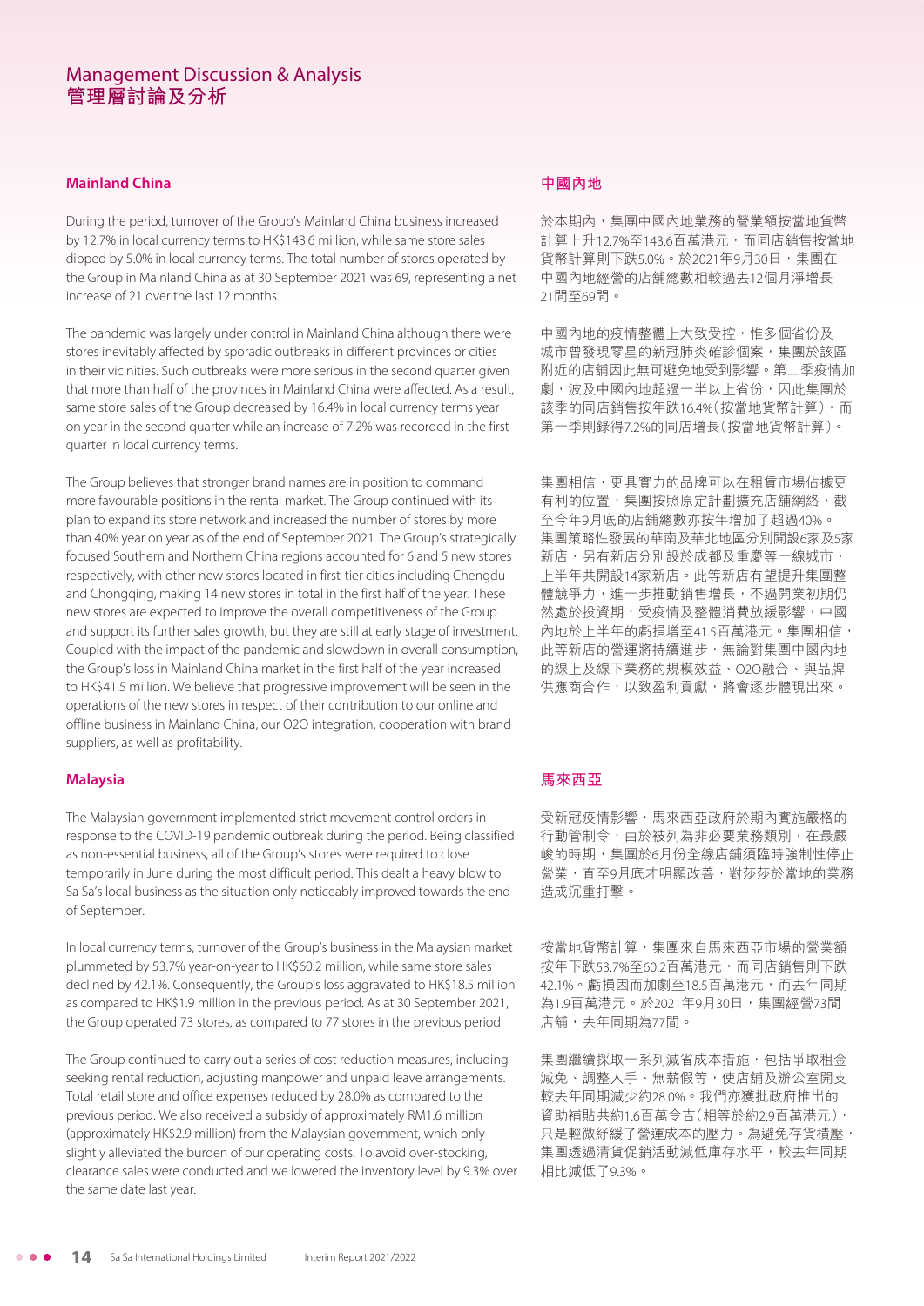## Mainland China

During the period, turnover of the Group's Mainland China business increased by 12.7% in local currency terms to HK$143.6 million, while same store sales dipped by 5.0% in local currency terms. The total number of stores operated by the Group in Mainland China as at 30 September 2021 was 69, representing a net increase of 21 over the last 12 months.

The pandemic was largely under control in Mainland China although there were stores inevitably affected by sporadic outbreaks in different provinces or cities in their vicinities. Such outbreaks were more serious in the second quarter given that more than half of the provinces in Mainland China were affected. As a result, same store sales of the Group decreased by 16.4% in local currency terms year on year in the second quarter while an increase of 7.2% was recorded in the first quarter in local currency terms.

The Group believes that stronger brand names are in position to command more favourable positions in the rental market. The Group continued with its plan to expand its store network and increased the number of stores by more than 40% year on year as of the end of September 2021. The Group's strategically focused Southern and Northern China regions accounted for 6 and 5 new stores respectively, with other new stores located in first-tier cities including Chengdu and Chongqing, making 14 new stores in total in the first half of the year. These new stores are expected to improve the overall competitiveness of the Group and support its further sales growth, but they are still at early stage of investment. Coupled with the impact of the pandemic and slowdown in overall consumption, the Group's loss in Mainland China market in the first half of the year increased to HK$41.5 million. We believe that progressive improvement will be seen in the operations of the new stores in respect of their contribution to our online and offline business in Mainland China, our O2O integration, cooperation with brand suppliers, as well as profitability.

## Malaysia

The Malaysian government implemented strict movement control orders in response to the COVID-19 pandemic outbreak during the period. Being classified as non-essential business, all of the Group's stores were required to close temporarily in June during the most difficult period. This dealt a heavy blow to Sa Sa's local business as the situation only noticeably improved towards the end of September.

In local currency terms, turnover of the Group's business in the Malaysian market plummeted by 53.7% year-on-year to HK$60.2 million, while same store sales declined by 42.1%. Consequently, the Group's loss aggravated to HK$18.5 million as compared to HK$1.9 million in the previous period. As at 30 September 2021, the Group operated 73 stores, as compared to 77 stores in the previous period.

The Group continued to carry out a series of cost reduction measures, including seeking rental reduction, adjusting manpower and unpaid leave arrangements. Total retail store and office expenses reduced by 28.0% as compared to the previous period. We also received a subsidy of approximately RM1.6 million (approximately HK$2.9 million) from the Malaysian government, which only slightly alleviated the burden of our operating costs. To avoid over-stocking, clearance sales were conducted and we lowered the inventory level by 9.3% over the same date last year.

## 中國內地

於本期內，集團中國內地業務的營業額按當地貨幣計算上升12.7%至143.6百萬港元，而同店銷售按當地貨幣計算則下跌5.0%。於2021年9月30日，集團在中國內地經營的店舖總數相較過去12個月淨增長21間至69間。

中國內地的疫情整體上大致受控，惟多個省份及城市曾發現零星的新冠肺炎確診個案，集團於該區附近的店舖因此無可避免地受到影響。第二季疫情加劇，波及中國內地超過一半以上省份，因此集團於該季的同店銷售按年跌16.4%（按當地貨幣計算），而第一季則錄得7.2%的同店增長（按當地貨幣計算）。

集團相信，更具實力的品牌可以在租賃市場佔據更有利的位置，集團按照原定計劃擴充店舖網絡，截至今年9月底的店舖總數亦按年增加了超過40%。集團策略性發展的華南及華北地區分別開設6家及5家新店，另有新店分別設於成都及重慶等一線城市，上半年共開設14家新店。此等新店有望提升集團整體競爭力，進一步推動銷售增長，不過開業初期仍然處於投資期，受疫情及整體消費放緩影響，中國內地於上半年的虧損增至41.5百萬港元。集團相信，此等新店的營運將持續進步，無論對集團中國內地的線上及線下業務的規模效益、O2O融合、與品牌供應商合作，以致盈利貢獻，將會逐步體現出來。

## 馬來西亞

受新冠疫情影響，馬來西亞政府於期內實施嚴格的行動管制令，由於被列為非必要業務類別，在最嚴峻的時期，集團於6月份全線店舖須臨時強制性停止營業，直至9月底才明顯改善，對莎莎於當地的業務造成沉重打擊。

按當地貨幣計算，集團來自馬來西亞市場的營業額按年下跌53.7%至60.2百萬港元，而同店銷售則下跌42.1%。虧損因而加劇至18.5百萬港元，而去年同期為1.9百萬港元。於2021年9月30日，集團經營73間店舖，去年同期為77間。

集團繼續採取一系列減省成本措施，包括爭取租金減免、調整人手、無薪假等，使店舖及辦公室開支較去年同期減少約28.0%。我們亦獲批政府推出的資助補貼共約1.6百萬令吉（相等於約2.9百萬港元），只是輕微紓緩了營運成本的壓力。為避免存貨積壓，集團透過清貨促銷活動減低庫存水平，較去年同期相比減低了9.3%。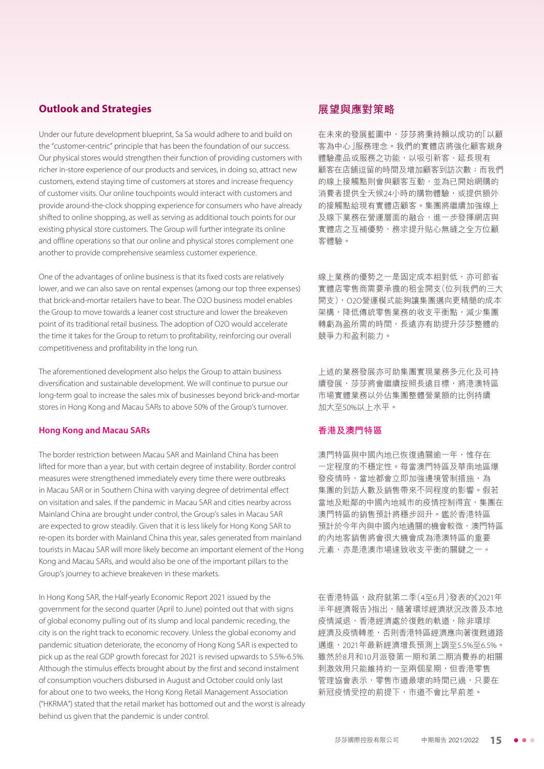## Outlook and Strategies

Under our future development blueprint, Sa Sa would adhere to and build on the "customer-centric" principle that has been the foundation of our success. Our physical stores would strengthen their function of providing customers with richer in-store experience of our products and services, in doing so, attract new customers, extend staying time of customers at stores and increase frequency of customer visits. Our online touchpoints would interact with customers and provide around-the-clock shopping experience for consumers who have already shifted to online shopping, as well as serving as additional touch points for our existing physical store customers. The Group will further integrate its online and offline operations so that our online and physical stores complement one another to provide comprehensive seamless customer experience.

One of the advantages of online business is that its fixed costs are relatively lower, and we can also save on rental expenses (among our top three expenses) that brick-and-mortar retailers have to bear. The O2O business model enables the Group to move towards a leaner cost structure and lower the breakeven point of its traditional retail business. The adoption of O2O would accelerate the time it takes for the Group to return to profitability, reinforcing our overall competitiveness and profitability in the long run.

The aforementioned development also helps the Group to attain business diversification and sustainable development. We will continue to pursue our long-term goal to increase the sales mix of businesses beyond brick-and-mortar stores in Hong Kong and Macau SARs to above 50% of the Group's turnover.

### Hong Kong and Macau SARs

The border restriction between Macau SAR and Mainland China has been lifted for more than a year, but with certain degree of instability. Border control measures were strengthened immediately every time there were outbreaks in Macau SAR or in Southern China with varying degree of detrimental effect on visitation and sales. If the pandemic in Macau SAR and cities nearby across Mainland China are brought under control, the Group's sales in Macau SAR are expected to grow steadily. Given that it is less likely for Hong Kong SAR to re-open its border with Mainland China this year, sales generated from mainland tourists in Macau SAR will more likely become an important element of the Hong Kong and Macau SARs, and would also be one of the important pillars to the Group's journey to achieve breakeven in these markets.

In Hong Kong SAR, the Half-yearly Economic Report 2021 issued by the government for the second quarter (April to June) pointed out that with signs of global economy pulling out of its slump and local pandemic receding, the city is on the right track to economic recovery. Unless the global economy and pandemic situation deteriorate, the economy of Hong Kong SAR is expected to pick up as the real GDP growth forecast for 2021 is revised upwards to 5.5%-6.5%. Although the stimulus effects brought about by the first and second instalment of consumption vouchers disbursed in August and October could only last for about one to two weeks, the Hong Kong Retail Management Association ("HKRMA") stated that the retail market has bottomed out and the worst is already behind us given that the pandemic is under control.

## 展望與應對策略

在未來的發展藍圖中，莎莎將秉持賴以成功的「以顧客為中心」服務理念。我們的實體店將強化顧客親身體驗產品或服務之功能，以吸引新客、延長現有顧客在店舖逗留的時間及增加顧客到訪次數；而我們的線上接觸點則會與顧客互動，並為已開始網購的消費者提供全天候24小時的購物體驗，或提供額外的接觸點給現有實體店顧客。集團將繼續加強線上及線下業務在營運層面的融合，進一步發揮網店與實體店之互補優勢，務求提升貼心無縫之全方位顧客體驗。

線上業務的優勢之一是固定成本相對低，亦可節省實體店零售商需要承擔的租金開支(位列我們的三大開支)，O2O營運模式能夠讓集團邁向更精簡的成本架構，降低傳統零售業務的收支平衡點，減少集團轉虧為盈所需的時間，長遠亦有助提升莎莎整體的競爭力和盈利能力。

上述的業務發展亦可助集團實現業務多元化及可持續發展，莎莎將會繼續按照長遠目標，將港澳特區市場實體業務以外佔集團整體營業額的比例持續加大至50%以上水平。

### 香港及澳門特區

澳門特區與中國內地已恢復通關逾一年，惟存在一定程度的不穩定性。每當澳門特區及華南地區爆發疫情時，當地都會立即加強邊境管制措施，為集團的到訪人數及銷售帶來不同程度的影響。假若當地及毗鄰的中國內地城市的疫情控制得宜，集團在澳門特區的銷售預計將穩步回升。鑑於香港特區預計於今年內與中國內地通關的機會較微，澳門特區的內地客銷售將會很大機會成為港澳特區的重要元素，亦是港澳市場達致收支平衡的關鍵之一。

在香港特區，政府就第二季(4至6月)發表的《2021年半年經濟報告》指出，隨著環球經濟狀況改善及本地疫情減退，香港經濟處於復甦的軌道，除非環球經濟及疫情轉差，否則香港特區經濟應向著復甦道路邁進，2021年最新經濟增長預測上調至5.5%至6.5%。雖然於8月和10月派發第一期和第二期消費券的相關刺激效用只能維持約一至兩個星期，但香港零售管理協會表示，零售市道最壞的時間已過，只要在新冠疫情受控的前提下，市道不會比早前差。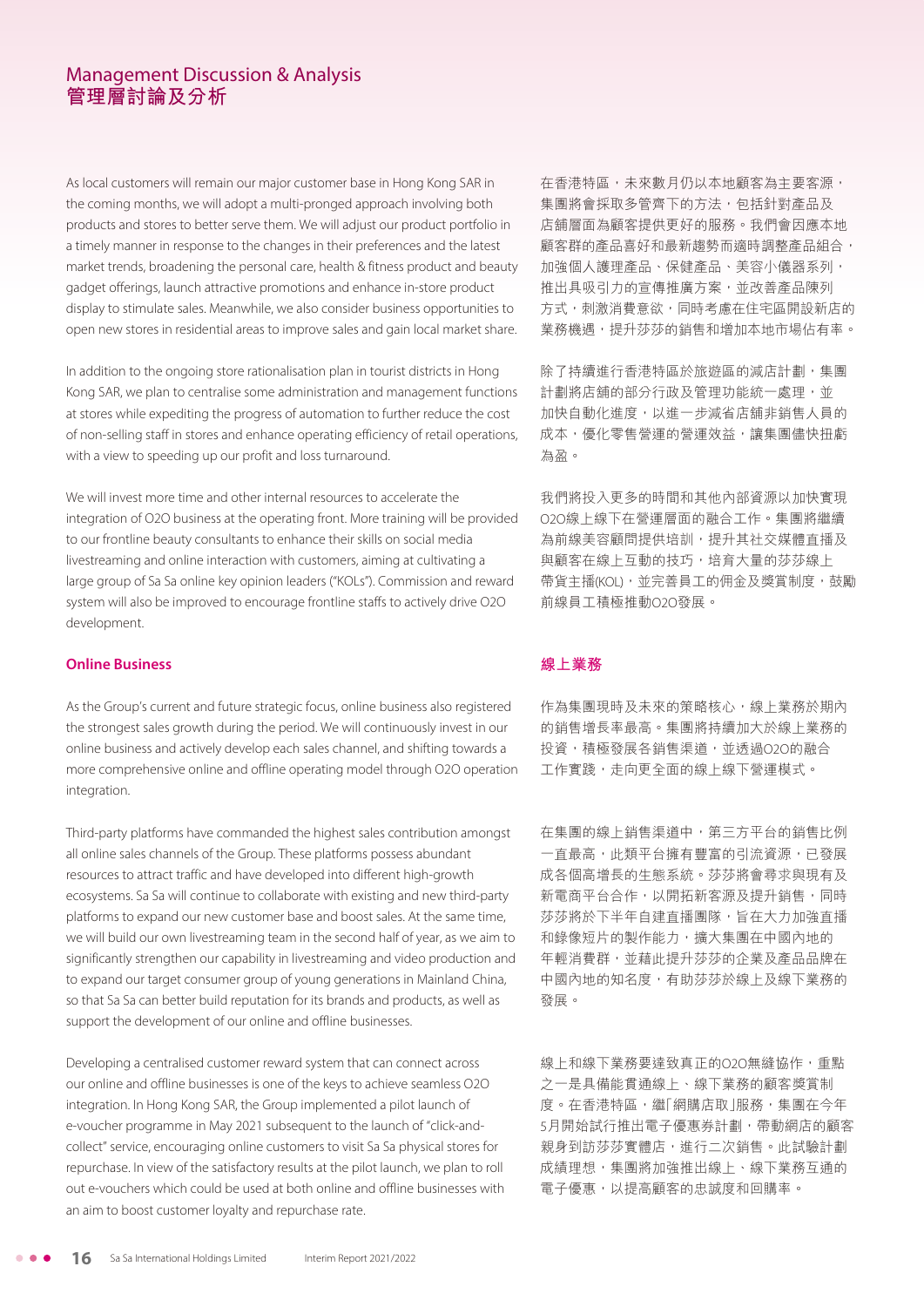# Management Discussion & Analysis
# 管理層討論及分析

As local customers will remain our major customer base in Hong Kong SAR in the coming months, we will adopt a multi-pronged approach involving both products and stores to better serve them. We will adjust our product portfolio in a timely manner in response to the changes in their preferences and the latest market trends, broadening the personal care, health & fitness product and beauty gadget offerings, launch attractive promotions and enhance in-store product display to stimulate sales. Meanwhile, we also consider business opportunities to open new stores in residential areas to improve sales and gain local market share.

In addition to the ongoing store rationalisation plan in tourist districts in Hong Kong SAR, we plan to centralise some administration and management functions at stores while expediting the progress of automation to further reduce the cost of non-selling staff in stores and enhance operating efficiency of retail operations, with a view to speeding up our profit and loss turnaround.

We will invest more time and other internal resources to accelerate the integration of O2O business at the operating front. More training will be provided to our frontline beauty consultants to enhance their skills on social media livestreaming and online interaction with customers, aiming at cultivating a large group of Sa Sa online key opinion leaders ("KOLs"). Commission and reward system will also be improved to encourage frontline staffs to actively drive O2O development.

### Online Business

As the Group's current and future strategic focus, online business also registered the strongest sales growth during the period. We will continuously invest in our online business and actively develop each sales channel, and shifting towards a more comprehensive online and offline operating model through O2O operation integration.

Third-party platforms have commanded the highest sales contribution amongst all online sales channels of the Group. These platforms possess abundant resources to attract traffic and have developed into different high-growth ecosystems. Sa Sa will continue to collaborate with existing and new third-party platforms to expand our new customer base and boost sales. At the same time, we will build our own livestreaming team in the second half of year, as we aim to significantly strengthen our capability in livestreaming and video production and to expand our target consumer group of young generations in Mainland China, so that Sa Sa can better build reputation for its brands and products, as well as support the development of our online and offline businesses.

Developing a centralised customer reward system that can connect across our online and offline businesses is one of the keys to achieve seamless O2O integration. In Hong Kong SAR, the Group implemented a pilot launch of e-voucher programme in May 2021 subsequent to the launch of "click-and-collect" service, encouraging online customers to visit Sa Sa physical stores for repurchase. In view of the satisfactory results at the pilot launch, we plan to roll out e-vouchers which could be used at both online and offline businesses with an aim to boost customer loyalty and repurchase rate.

在香港特區，未來數月仍以本地顧客為主要客源，集團將會採取多管齊下的方法，包括針對產品及店舖層面為顧客提供更好的服務。我們會因應本地顧客群的產品喜好和最新趨勢而適時調整產品組合，加強個人護理產品、保健產品、美容小儀器系列，推出具吸引力的宣傳推廣方案，並改善產品陳列方式，刺激消費意欲，同時考慮在住宅區開設新店的業務機遇，提升莎莎的銷售和增加本地市場佔有率。

除了持續進行香港特區於旅遊區的減店計劃，集團計劃將店舖的部分行政及管理功能統一處理，並加快自動化進度，以進一步減省店舖非銷售人員的成本，優化零售營運的營運效益，讓集團儘快扭虧為盈。

我們將投入更多的時間和其他內部資源以加快實現O2O上線下在營運層面的融合工作。集團將繼續為前線美容顧問提供培訓，提升其社交媒體直播及與顧客在線上互動的技巧，培育大量的莎莎線上帶貨主播(KOL)，並完善員工的佣金及獎賞制度，鼓勵前線員工積極推動O2O發展。

### 線上業務

作為集團現時及未來的策略核心，線上業務於期內的銷售增長率最高。集團將持續加大於線上業務的投資，積極發展各銷售渠道，並透過O2O的融合工作實踐，走向更全面的線上線下營運模式。

在集團的線上銷售渠道中，第三方平台的銷售比例一直最高，此類平台擁有豐富的引流資源，已發展成各個高增長的生態系統。莎莎將會尋求與現有及新電商平台合作，以開拓新客源及提升銷售，同時莎莎將於下半年自建直播團隊，旨在大力加強直播和錄像短片的製作能力，擴大集團在中國內地的年輕消費群，並藉此提升莎莎的企業及產品品牌在中國內地的知名度，有助莎莎於線上及線下業務的發展。

線上和線下業務要達致真正的O2O無縫協作，重點之一是具備能貫通線上、線下業務的顧客獎賞制度。在香港特區，繼「網購店取」服務，集團在今年5月開始試行推出電子優惠券計劃，帶動網店的顧客親身到訪莎莎實體店，進行二次銷售。此試驗計劃成績理想，集團將加強推出線上、線下業務互通的電子優惠，以提高顧客的忠誠度和回購率。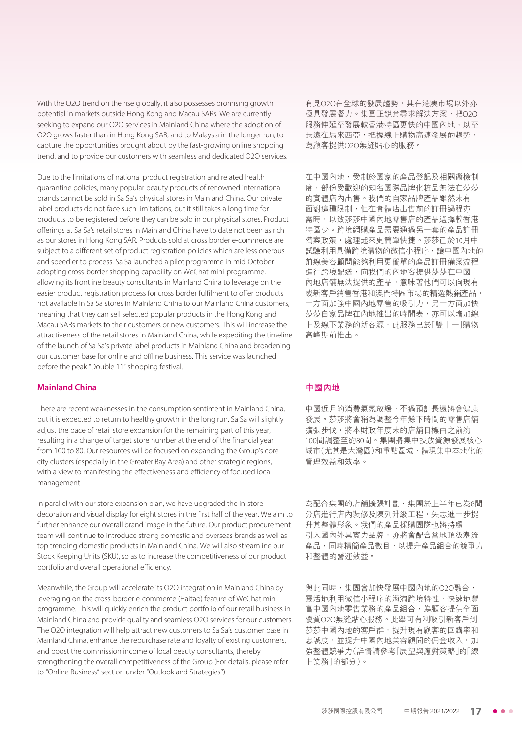With the O2O trend on the rise globally, it also possesses promising growth potential in markets outside Hong Kong and Macau SARs. We are currently seeking to expand our O2O services in Mainland China where the adoption of O2O grows faster than in Hong Kong SAR, and to Malaysia in the longer run, to capture the opportunities brought about by the fast-growing online shopping trend, and to provide our customers with seamless and dedicated O2O services.

Due to the limitations of national product registration and related health quarantine policies, many popular beauty products of renowned international brands cannot be sold in Sa Sa's physical stores in Mainland China. Our private label products do not face such limitations, but it still takes a long time for products to be registered before they can be sold in our physical stores. Product offerings at Sa Sa's retail stores in Mainland China have to date not been as rich as our stores in Hong Kong SAR. Products sold at cross border e-commerce are subject to a different set of product registration policies which are less onerous and speedier to process. Sa Sa launched a pilot programme in mid-October adopting cross-border shopping capability on WeChat mini-programme, allowing its frontline beauty consultants in Mainland China to leverage on the easier product registration process for cross border fulfilment to offer products not available in Sa Sa stores in Mainland China to our Mainland China customers, meaning that they can sell selected popular products in the Hong Kong and Macau SARs markets to their customers or new customers. This will increase the attractiveness of the retail stores in Mainland China, while expediting the timeline of the launch of Sa Sa's private label products in Mainland China and broadening our customer base for online and offline business. This service was launched before the peak "Double 11" shopping festival.

有見O2O在全球的發展趨勢，其在港澳市場以外亦極具發展潛力。集團正銳意尋求解決方案，把O2O服務伸延至發展較香港特區更快的中國內地、以至長遠在馬來西亞，把握線上購物高速發展的趨勢，為顧客提供O2O無縫貼心的服務。

在中國內地，受制於國家的產品登記及相關衞檢制度，部份受歡迎的知名國際品牌化粧品無法在莎莎的實體店內出售。我們的自家品牌產品雖然未有面對這種限制，但在實體店出售前的註冊過程亦需時，以致莎莎中國內地零售店的產品選擇較香港特區少。跨境網購產品需要通過另一套的產品註冊備案政策，處理起來更簡單快捷。莎莎已於10月中試驗利用具備跨境購物的微信小程序，讓中國內地的前線美容顧問能夠利用更簡單的產品註冊備案流程進行跨境配送，向我們的內地客提供莎莎在中國內地店舖無法提供的產品，意味著他們可以向現有或新客戶銷售香港和澳門特區市場的精選熱銷產品，一方面加強中國內地零售的吸引力，另一方面加快莎莎自家品牌在內地推出的時間表，亦可以增加線上及線下業務的新客源，此服務已於「雙十一」購物高峰期前推出。

## Mainland China

There are recent weaknesses in the consumption sentiment in Mainland China, but it is expected to return to healthy growth in the long run. Sa Sa will slightly adjust the pace of retail store expansion for the remaining part of this year, resulting in a change of target store number at the end of the financial year from 100 to 80. Our resources will be focused on expanding the Group's core city clusters (especially in the Greater Bay Area) and other strategic regions, with a view to manifesting the effectiveness and efficiency of focused local management.

In parallel with our store expansion plan, we have upgraded the in-store decoration and visual display for eight stores in the first half of the year. We aim to further enhance our overall brand image in the future. Our product procurement team will continue to introduce strong domestic and overseas brands as well as top trending domestic products in Mainland China. We will also streamline our Stock Keeping Units (SKU), so as to increase the competitiveness of our product portfolio and overall operational efficiency.

Meanwhile, the Group will accelerate its O2O integration in Mainland China by leveraging on the cross-border e-commerce (Haitao) feature of WeChat mini-programme. This will quickly enrich the product portfolio of our retail business in Mainland China and provide quality and seamless O2O services for our customers. The O2O integration will help attract new customers to Sa Sa's customer base in Mainland China, enhance the repurchase rate and loyalty of existing customers, and boost the commission income of local beauty consultants, thereby strengthening the overall competitiveness of the Group (For details, please refer to "Online Business" section under "Outlook and Strategies").

## 中國內地

中國近月的消費氣氛放緩，不過預計長遠將會健康發展。莎莎將會稍為調整今年餘下時間的零售店舖擴張步伐，將本財政年度末的店舖目標由之前約100間調整至約80間。集團將集中投放資源發展核心城市（尤其是大灣區）和重點區域，體現集中本地化的管理效益和效率。

為配合集團的店舖擴張計劃，集團於上半年已為8間分店進行店內裝修及陳列升級工程，矢志進一步提升其整體形象。我們的產品採購團隊也將持續引入國內外具實力品牌，亦將會配合當地頂級潮流產品，同時精簡產品數目，以提升產品組合的競爭力和整體的營運效益。

與此同時，集團會加快發展中國內地的O2O融合，靈活地利用微信小程序的海淘跨境特性，快速地豐富中國內地零售業務的產品組合，為顧客提供全面優質O2O無縫貼心服務。此舉可有利吸引新客戶到莎莎中國內地的客戶群，提升現有顧客的回購率和忠誠度，並提升中國內地美容顧問的佣金收入，加強整體競爭力（詳情請參考「展望與應對策略」的「線上業務」的部分）。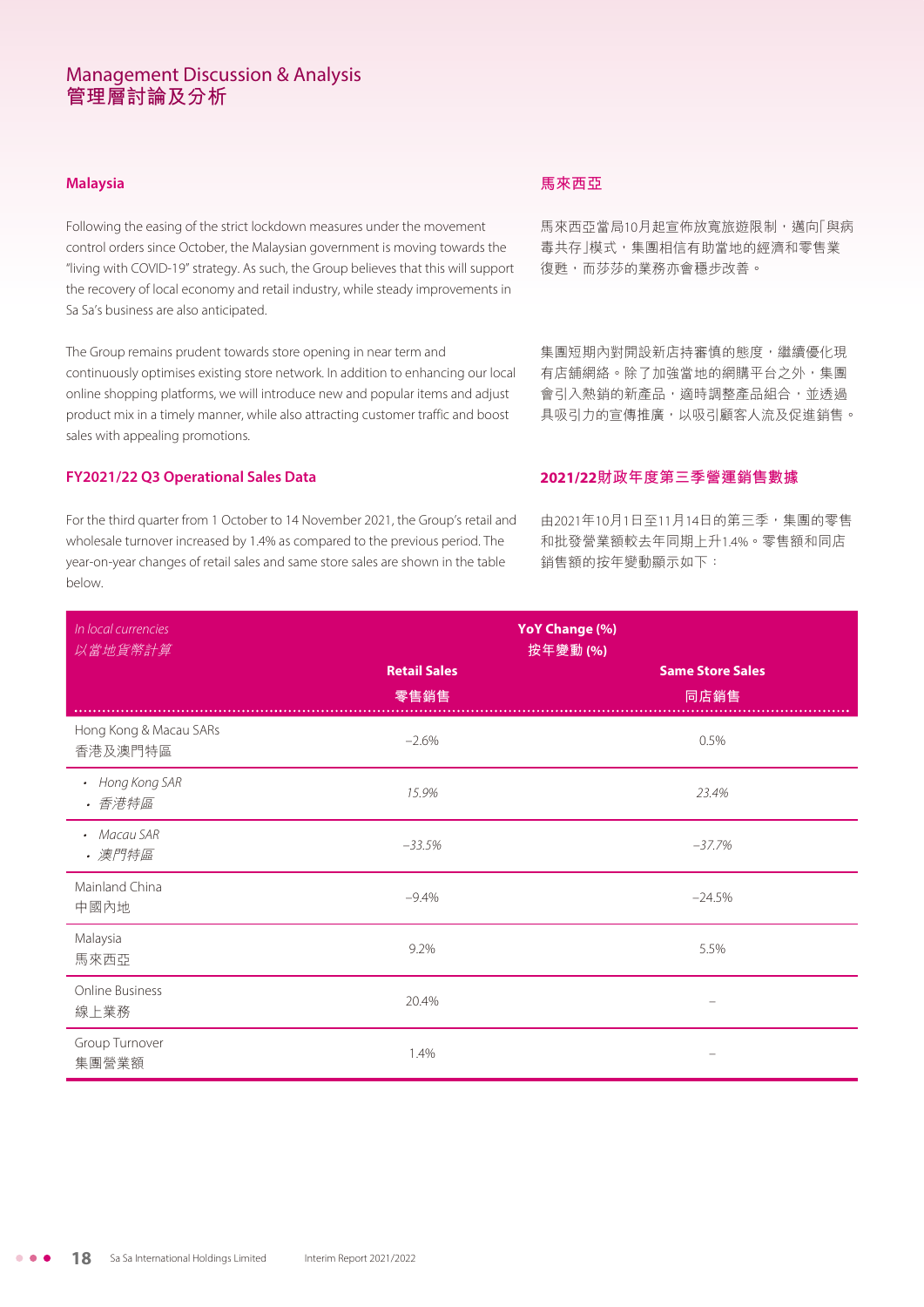## Malaysia

Following the easing of the strict lockdown measures under the movement control orders since October, the Malaysian government is moving towards the "living with COVID-19" strategy. As such, the Group believes that this will support the recovery of local economy and retail industry, while steady improvements in Sa Sa's business are also anticipated.

The Group remains prudent towards store opening in near term and continuously optimises existing store network. In addition to enhancing our local online shopping platforms, we will introduce new and popular items and adjust product mix in a timely manner, while also attracting customer traffic and boost sales with appealing promotions.

## 馬來西亞

馬來西亞當局10月起宣佈放寬旅遊限制，邁向「與病毒共存」模式，集團相信有助當地的經濟和零售業復甦，而莎莎的業務亦會穩步改善。

集團短期內對開設新店持審慎的態度，繼續優化現有店舖網絡。除了加強當地的網購平台之外，集團會引入熱銷的新產品，適時調整產品組合，並透過具吸引力的宣傳推廣，以吸引顧客人流及促進銷售。

## FY2021/22 Q3 Operational Sales Data

For the third quarter from 1 October to 14 November 2021, the Group's retail and wholesale turnover increased by 1.4% as compared to the previous period. The year-on-year changes of retail sales and same store sales are shown in the table below.

## 2021/22財政年度第三季營運銷售數據

由2021年10月1日至11月14日的第三季，集團的零售和批發營業額較去年同期上升1.4%。零售額和同店銷售額的按年變動顯示如下：

| *In local currencies*<br>*以當地貨幣計算* | YoY Change (%)<br>按年變動 (%) | |
|---|---|---|
| | **Retail Sales**<br>**零售銷售** | **Same Store Sales**<br>**同店銷售** |
| Hong Kong & Macau SARs<br>香港及澳門特區 | –2.6% | 0.5% |
| • *Hong Kong SAR*<br>• *香港特區* | *15.9%* | *23.4%* |
| • *Macau SAR*<br>• *澳門特區* | *–33.5%* | *–37.7%* |
| Mainland China<br>中國內地 | –9.4% | –24.5% |
| Malaysia<br>馬來西亞 | 9.2% | 5.5% |
| Online Business<br>線上業務 | 20.4% | – |
| Group Turnover<br>集團營業額 | 1.4% | – |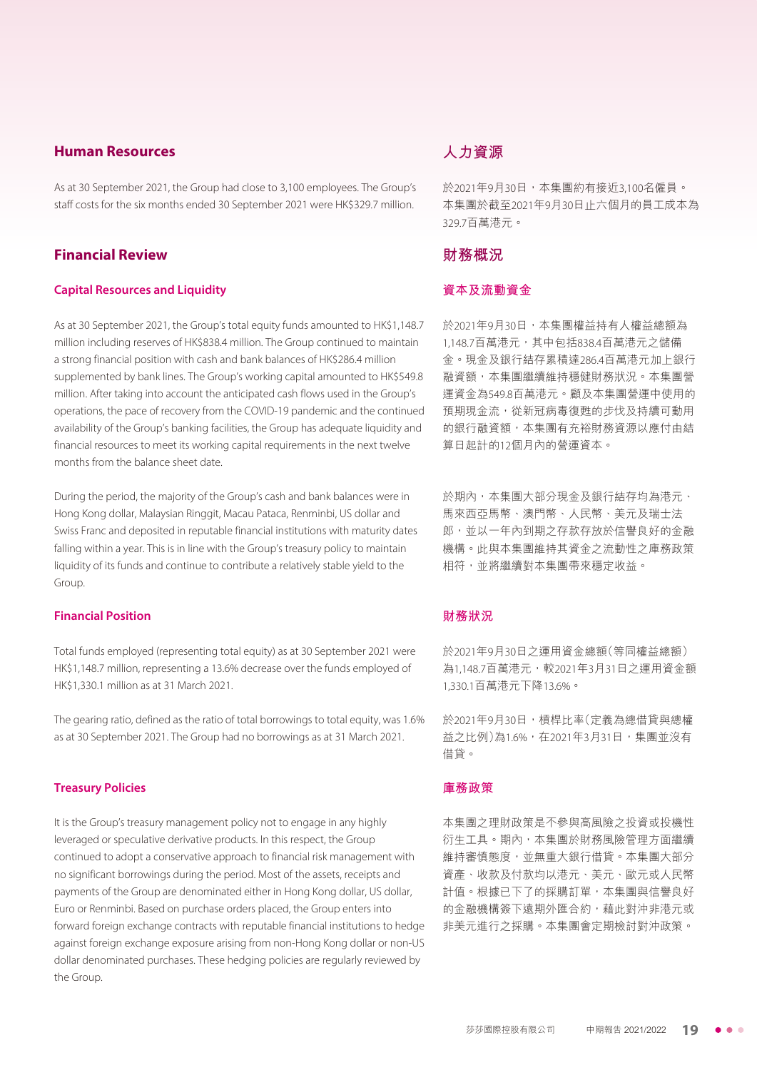## Human Resources

As at 30 September 2021, the Group had close to 3,100 employees. The Group's staff costs for the six months ended 30 September 2021 were HK$329.7 million.

## Financial Review

### Capital Resources and Liquidity

As at 30 September 2021, the Group's total equity funds amounted to HK$1,148.7 million including reserves of HK$838.4 million. The Group continued to maintain a strong financial position with cash and bank balances of HK$286.4 million supplemented by bank lines. The Group's working capital amounted to HK$549.8 million. After taking into account the anticipated cash flows used in the Group's operations, the pace of recovery from the COVID-19 pandemic and the continued availability of the Group's banking facilities, the Group has adequate liquidity and financial resources to meet its working capital requirements in the next twelve months from the balance sheet date.

During the period, the majority of the Group's cash and bank balances were in Hong Kong dollar, Malaysian Ringgit, Macau Pataca, Renminbi, US dollar and Swiss Franc and deposited in reputable financial institutions with maturity dates falling within a year. This is in line with the Group's treasury policy to maintain liquidity of its funds and continue to contribute a relatively stable yield to the Group.

### Financial Position

Total funds employed (representing total equity) as at 30 September 2021 were HK$1,148.7 million, representing a 13.6% decrease over the funds employed of HK$1,330.1 million as at 31 March 2021.

The gearing ratio, defined as the ratio of total borrowings to total equity, was 1.6% as at 30 September 2021. The Group had no borrowings as at 31 March 2021.

### Treasury Policies

It is the Group's treasury management policy not to engage in any highly leveraged or speculative derivative products. In this respect, the Group continued to adopt a conservative approach to financial risk management with no significant borrowings during the period. Most of the assets, receipts and payments of the Group are denominated either in Hong Kong dollar, US dollar, Euro or Renminbi. Based on purchase orders placed, the Group enters into forward foreign exchange contracts with reputable financial institutions to hedge against foreign exchange exposure arising from non-Hong Kong dollar or non-US dollar denominated purchases. These hedging policies are regularly reviewed by the Group.

## 人力資源

於2021年9月30日，本集團約有接近3,100名僱員。本集團於截至2021年9月30日止六個月的員工成本為329.7百萬港元。

## 財務概況

### 資本及流動資金

於2021年9月30日，本集團權益持有人權益總額為1,148.7百萬港元，其中包括838.4百萬港元之儲備金。現金及銀行結存累積達286.4百萬港元加上銀行融資額，本集團繼續維持穩健財務狀況。本集團營運資金為549.8百萬港元。顧及本集團營運中使用的預期現金流，從新冠病毒復甦的步伐及持續可動用的銀行融資額，本集團有充裕財務資源以應付由結算日起計的12個月內的營運資本。

於期內，本集團大部分現金及銀行結存均為港元、馬來西亞馬幣、澳門幣、人民幣、美元及瑞士法郎，並以一年內到期之存款存放於信譽良好的金融機構。此與本集團維持其資金之流動性之庫務政策相符，並將繼續對本集團帶來穩定收益。

### 財務狀況

於2021年9月30日之運用資金總額(等同權益總額)為1,148.7百萬港元，較2021年3月31日之運用資金額1,330.1百萬港元下降13.6%。

於2021年9月30日，槓桿比率(定義為總借貸與總權益之比例)為1.6%，在2021年3月31日，集團並沒有借貸。

### 庫務政策

本集團之理財政策是不參與高風險之投資或投機性衍生工具。期內，本集團於財務風險管理方面繼續維持審慎態度，並無重大銀行借貸。本集團大部分資產、收款及付款均以港元、美元、歐元或人民幣計值。根據已下了的採購訂單，本集團與信譽良好的金融機構簽下遠期外匯合約，藉此對沖非港元或非美元進行之採購。本集團會定期檢討對沖政策。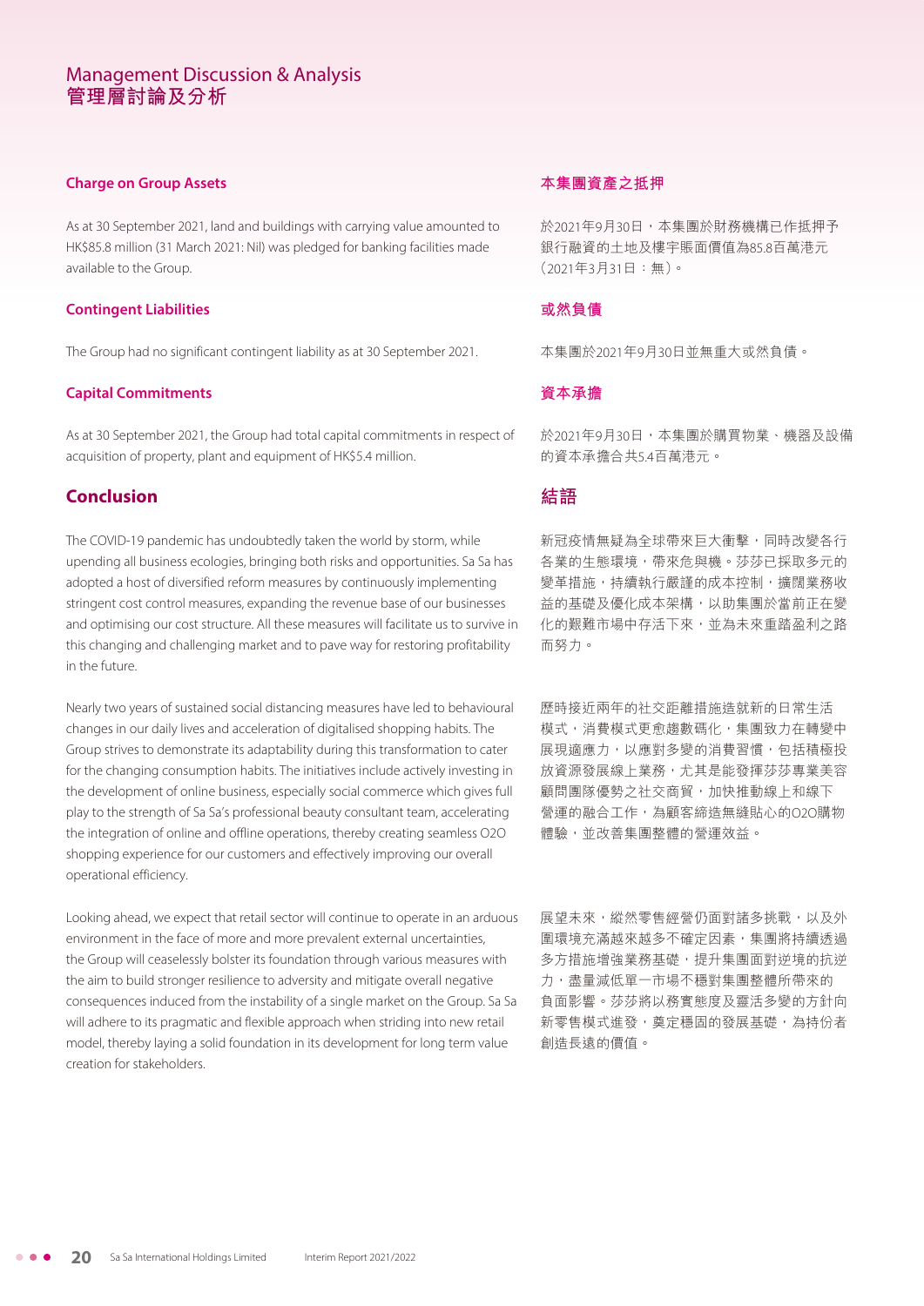## Charge on Group Assets

As at 30 September 2021, land and buildings with carrying value amounted to HK$85.8 million (31 March 2021: Nil) was pledged for banking facilities made available to the Group.

## Contingent Liabilities

The Group had no significant contingent liability as at 30 September 2021.

## Capital Commitments

As at 30 September 2021, the Group had total capital commitments in respect of acquisition of property, plant and equipment of HK$5.4 million.

# Conclusion

The COVID-19 pandemic has undoubtedly taken the world by storm, while upending all business ecologies, bringing both risks and opportunities. Sa Sa has adopted a host of diversified reform measures by continuously implementing stringent cost control measures, expanding the revenue base of our businesses and optimising our cost structure. All these measures will facilitate us to survive in this changing and challenging market and to pave way for restoring profitability in the future.

Nearly two years of sustained social distancing measures have led to behavioural changes in our daily lives and acceleration of digitalised shopping habits. The Group strives to demonstrate its adaptability during this transformation to cater for the changing consumption habits. The initiatives include actively investing in the development of online business, especially social commerce which gives full play to the strength of Sa Sa's professional beauty consultant team, accelerating the integration of online and offline operations, thereby creating seamless O2O shopping experience for our customers and effectively improving our overall operational efficiency.

Looking ahead, we expect that retail sector will continue to operate in an arduous environment in the face of more and more prevalent external uncertainties, the Group will ceaselessly bolster its foundation through various measures with the aim to build stronger resilience to adversity and mitigate overall negative consequences induced from the instability of a single market on the Group. Sa Sa will adhere to its pragmatic and flexible approach when striding into new retail model, thereby laying a solid foundation in its development for long term value creation for stakeholders.

## 本集團資產之抵押

於2021年9月30日，本集團於財務機構已作抵押予銀行融資的土地及樓宇賬面價值為85.8百萬港元（2021年3月31日：無）。

## 或然負債

本集團於2021年9月30日並無重大或然負債。

## 資本承擔

於2021年9月30日，本集團於購買物業、機器及設備的資本承擔合共5.4百萬港元。

# 結語

新冠疫情無疑為全球帶來巨大衝擊，同時改變各行各業的生態環境，帶來危與機。莎莎已採取多元的變革措施，持續執行嚴謹的成本控制，擴闊業務收益的基礎及優化成本架構，以助集團於當前正在變化的艱難市場中存活下來，並為未來重踏盈利之路而努力。

歷時接近兩年的社交距離措施造就新的日常生活模式，消費模式更愈趨數碼化，集團致力在轉變中展現適應力，以應對多變的消費習慣，包括積極投放資源發展線上業務，尤其是能發揮莎莎專業美容顧問團隊優勢之社交商貿，加快推動線上和線下營運的融合工作，為顧客締造無縫貼心的O2O購物體驗，並改善集團整體的營運效益。

展望未來，縱然零售經營仍面對諸多挑戰，以及外圍環境充滿越來越多不確定因素，集團將持續透過多方措施增強業務基礎，提升集團面對逆境的抗逆力，盡量減低單一市場不穩對集團整體所帶來的負面影響。莎莎將以務實態度及靈活多變的方針向新零售模式進發，奠定穩固的發展基礎，為持份者創造長遠的價值。